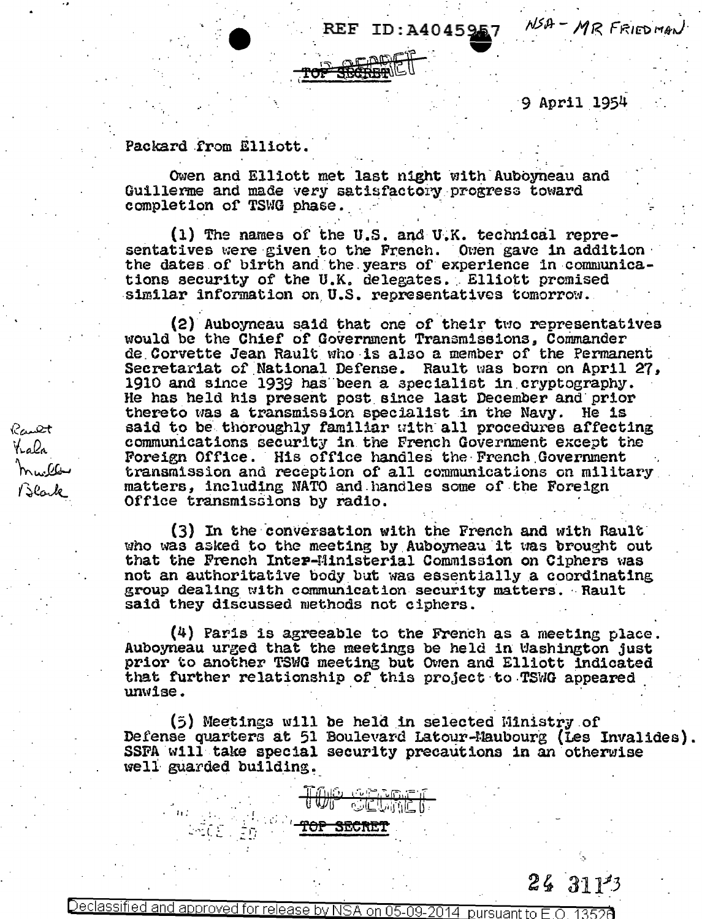REF ID:A4045957 NSA - MR FRIEDMAN

TOP SECRET

9 April 1954

Packard from Elliott.

Owen and Elliott met last night with Auboyneau and Guillerme and made very satisfactory progress toward completion of TSWG phase.

(1) The names of the U.S. and U.K. technical representatives were given to the French. Owen gave in addition the dates of birth and the years of experience in communications security of the U.K. delegates. Elliott promised similar information on U.S. representatives tomorrow.

(2) Auboyneau said that one of their two representatives would be the Chief of Government Transmissions, Commander de Corvette Jean Rault who is also a member of the Permanent Secretariat of National Defense. Rault was born on April 27, 1910 and since 1939 has been a specialist in cryptography. He has held his present post since last December and prior thereto was a transmission specialist in the Navy. He is said to be thoroughly familiar with all procedures affecting communications security in the French Government except the Foreign Office. His office handles the French Government transmission and reception of all communications on military matters, including NATO and handles some of the Foreign Office transmissions by radio.

Rault
Yala
Muller
Black

(3) In the conversation with the French and with Rault who was asked to the meeting by Auboyneau it was brought out that the French Inter-Ministerial Commission on Ciphers was not an authoritative body but was essentially a coordinating group dealing with communication security matters. Rault said they discussed methods not ciphers.

(4) Paris is agreeable to the French as a meeting place. Auboyneau urged that the meetings be held in Washington just prior to another TSWG meeting but Owen and Elliott indicated that further relationship of this project to TSWG appeared unwise.

(5) Meetings will be held in selected Ministry of Defense quarters at 51 Boulevard Latour-Maubourg (Les Invalides). SSFA will take special security precautions in an otherwise well guarded building.

TOP SECRET

TOP SECRET

24 311[?]3

Declassified and approved for release by NSA on 05-09-2014 pursuant to E.O. 13526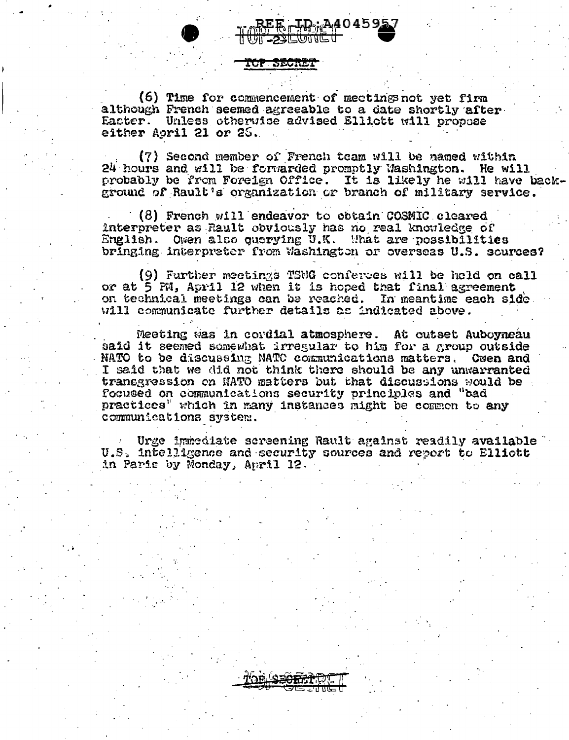REF ID:A4045957

TOP SECRET

(6) Time for commencement of meetings not yet firm although French seemed agreeable to a date shortly after Easter. Unless otherwise advised Elliott will propose either April 21 or 26.

(7) Second member of French team will be named within 24 hours and will be forwarded promptly Washington. He will probably be from Foreign Office. It is likely he will have background of Rault's organization or branch of military service.

(8) French will endeavor to obtain COSMIC cleared interpreter as Rault obviously has no real knowledge of English. Owen also querying U.K. What are possibilities bringing interpreter from Washington or overseas U.S. sources?

(9) Further meetings TSWG conferees will be held on call or at 5 PM, April 12 when it is hoped that final agreement on technical meetings can be reached. In meantime each side will communicate further details as indicated above.

Meeting was in cordial atmosphere. At outset Auboyneau said it seemed somewhat irregular to him for a group outside NATO to be discussing NATO communications matters. Owen and I said that we did not think there should be any unwarranted transgression on NATO matters but that discussions would be focused on communications security principles and "bad practices" which in many instances might be common to any communications system.

Urge immediate screening Rault against readily available U.S. intelligence and security sources and report to Elliott in Paris by Monday, April 12.

TOP SECRET